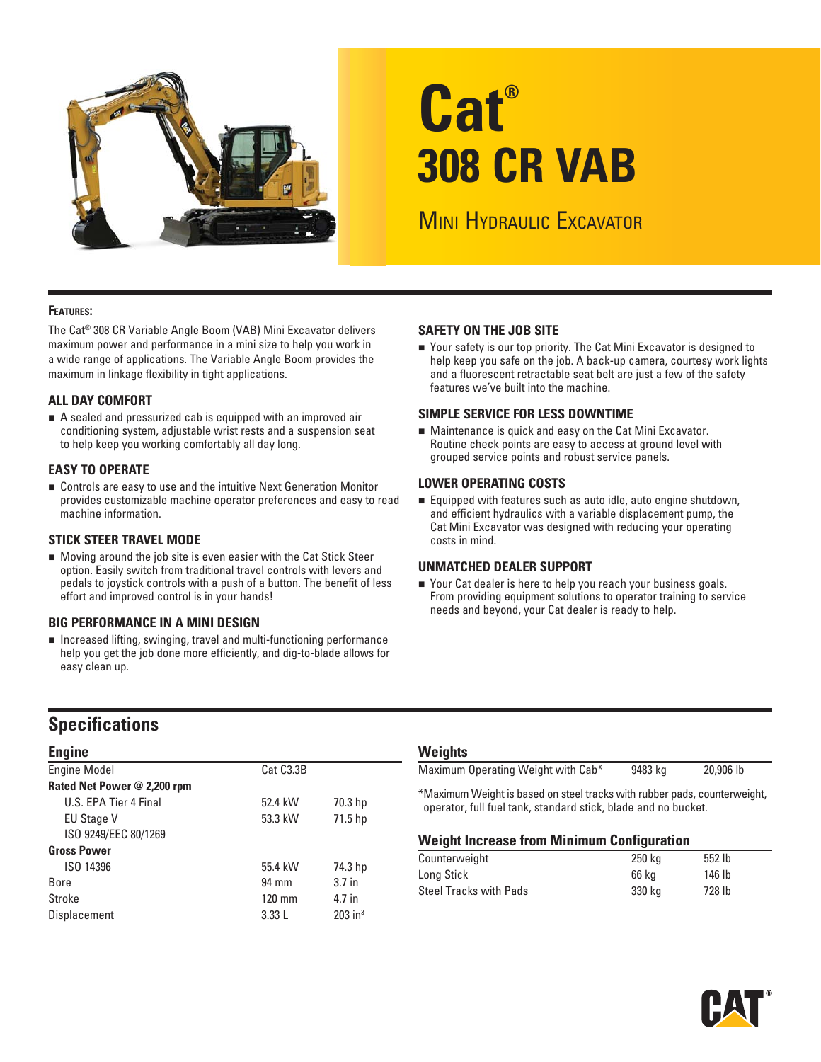# Cat® 308 CR VAB

## Mini Hydraulic Excavator

**Features:**

The Cat® 308 CR Variable Angle Boom (VAB) Mini Excavator delivers maximum power and performance in a mini size to help you work in a wide range of applications. The Variable Angle Boom provides the maximum in linkage flexibility in tight applications.

### ALL DAY COMFORT

- A sealed and pressurized cab is equipped with an improved air conditioning system, adjustable wrist rests and a suspension seat to help keep you working comfortably all day long.

### EASY TO OPERATE

- Controls are easy to use and the intuitive Next Generation Monitor provides customizable machine operator preferences and easy to read machine information.

### STICK STEER TRAVEL MODE

- Moving around the job site is even easier with the Cat Stick Steer option. Easily switch from traditional travel controls with levers and pedals to joystick controls with a push of a button. The benefit of less effort and improved control is in your hands!

### BIG PERFORMANCE IN A MINI DESIGN

- Increased lifting, swinging, travel and multi-functioning performance help you get the job done more efficiently, and dig-to-blade allows for easy clean up.

### SAFETY ON THE JOB SITE

- Your safety is our top priority. The Cat Mini Excavator is designed to help keep you safe on the job. A back-up camera, courtesy work lights and a fluorescent retractable seat belt are just a few of the safety features we've built into the machine.

### SIMPLE SERVICE FOR LESS DOWNTIME

- Maintenance is quick and easy on the Cat Mini Excavator. Routine check points are easy to access at ground level with grouped service points and robust service panels.

### LOWER OPERATING COSTS

- Equipped with features such as auto idle, auto engine shutdown, and efficient hydraulics with a variable displacement pump, the Cat Mini Excavator was designed with reducing your operating costs in mind.

### UNMATCHED DEALER SUPPORT

- Your Cat dealer is here to help you reach your business goals. From providing equipment solutions to operator training to service needs and beyond, your Cat dealer is ready to help.

## Specifications

### Engine

| | | |
|---|---|---|
| Engine Model | Cat C3.3B | |
| **Rated Net Power @ 2,200 rpm** | | |
| U.S. EPA Tier 4 Final | 52.4 kW | 70.3 hp |
| EU Stage V | 53.3 kW | 71.5 hp |
| ISO 9249/EEC 80/1269 | | |
| **Gross Power** | | |
| ISO 14396 | 55.4 kW | 74.3 hp |
| Bore | 94 mm | 3.7 in |
| Stroke | 120 mm | 4.7 in |
| Displacement | 3.33 L | 203 in$^3$ |

### Weights

| | | |
|---|---|---|
| Maximum Operating Weight with Cab* | 9483 kg | 20,906 lb |

*Maximum Weight is based on steel tracks with rubber pads, counterweight, operator, full fuel tank, standard stick, blade and no bucket.

### Weight Increase from Minimum Configuration

| | | |
|---|---|---|
| Counterweight | 250 kg | 552 lb |
| Long Stick | 66 kg | 146 lb |
| Steel Tracks with Pads | 330 kg | 728 lb |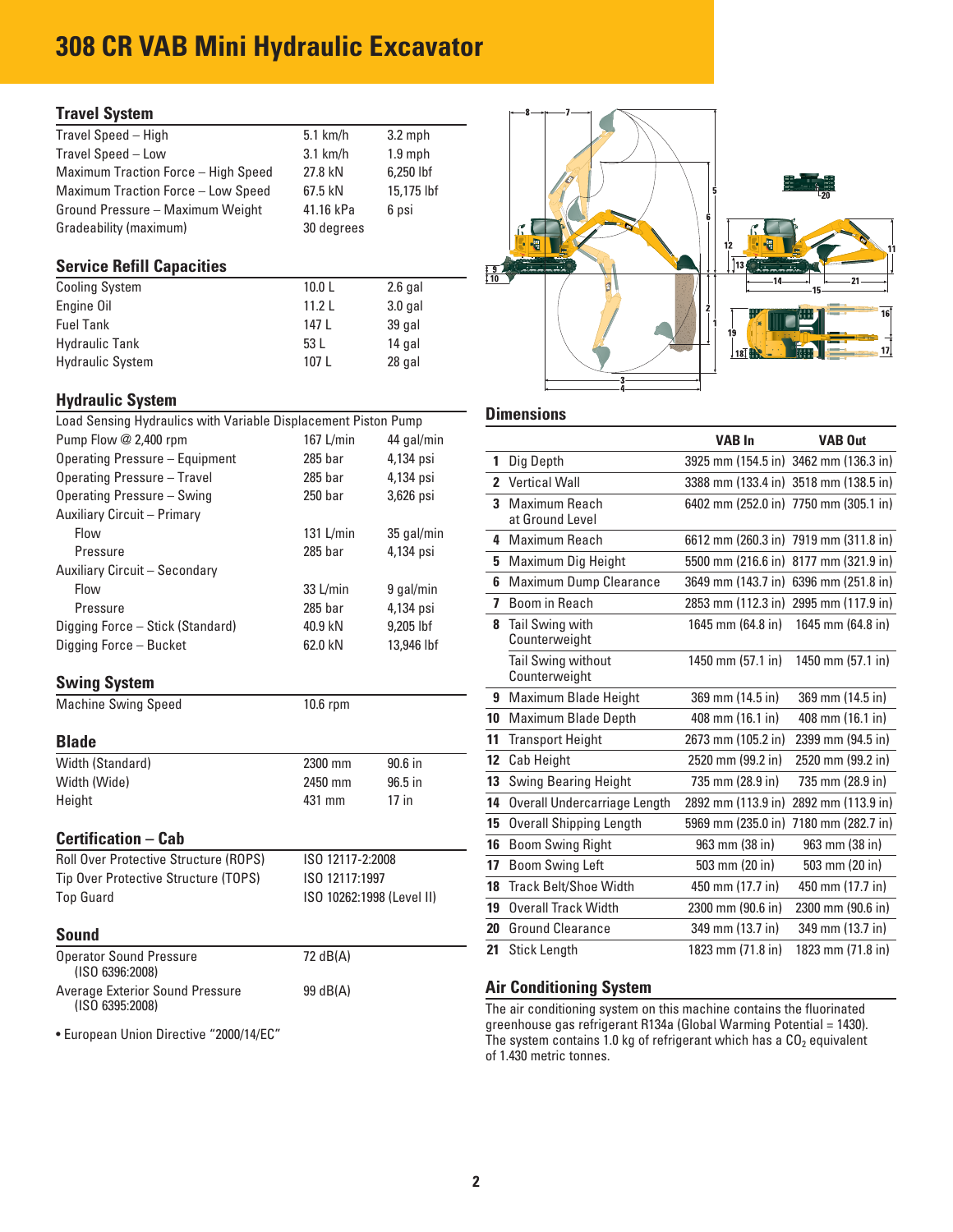# 308 CR VAB Mini Hydraulic Excavator

## Travel System

| | | |
|---|---|---|
| Travel Speed – High | 5.1 km/h | 3.2 mph |
| Travel Speed – Low | 3.1 km/h | 1.9 mph |
| Maximum Traction Force – High Speed | 27.8 kN | 6,250 lbf |
| Maximum Traction Force – Low Speed | 67.5 kN | 15,175 lbf |
| Ground Pressure – Maximum Weight | 41.16 kPa | 6 psi |
| Gradeability (maximum) | 30 degrees | |

## Service Refill Capacities

| | | |
|---|---|---|
| Cooling System | 10.0 L | 2.6 gal |
| Engine Oil | 11.2 L | 3.0 gal |
| Fuel Tank | 147 L | 39 gal |
| Hydraulic Tank | 53 L | 14 gal |
| Hydraulic System | 107 L | 28 gal |

## Hydraulic System

Load Sensing Hydraulics with Variable Displacement Piston Pump

| | | |
|---|---|---|
| Pump Flow @ 2,400 rpm | 167 L/min | 44 gal/min |
| Operating Pressure – Equipment | 285 bar | 4,134 psi |
| Operating Pressure – Travel | 285 bar | 4,134 psi |
| Operating Pressure – Swing | 250 bar | 3,626 psi |
| Auxiliary Circuit – Primary | | |
| Flow | 131 L/min | 35 gal/min |
| Pressure | 285 bar | 4,134 psi |
| Auxiliary Circuit – Secondary | | |
| Flow | 33 L/min | 9 gal/min |
| Pressure | 285 bar | 4,134 psi |
| Digging Force – Stick (Standard) | 40.9 kN | 9,205 lbf |
| Digging Force – Bucket | 62.0 kN | 13,946 lbf |

## Swing System

| | |
|---|---|
| Machine Swing Speed | 10.6 rpm |

## Blade

| | | |
|---|---|---|
| Width (Standard) | 2300 mm | 90.6 in |
| Width (Wide) | 2450 mm | 96.5 in |
| Height | 431 mm | 17 in |

## Certification – Cab

| | |
|---|---|
| Roll Over Protective Structure (ROPS) | ISO 12117-2:2008 |
| Tip Over Protective Structure (TOPS) | ISO 12117:1997 |
| Top Guard | ISO 10262:1998 (Level II) |

## Sound

| | |
|---|---|
| Operator Sound Pressure (ISO 6396:2008) | 72 dB(A) |
| Average Exterior Sound Pressure (ISO 6395:2008) | 99 dB(A) |

- European Union Directive "2000/14/EC"

## Dimensions

| | | VAB In | VAB Out |
|---|---|---|---|
| 1 | Dig Depth | 3925 mm (154.5 in) | 3462 mm (136.3 in) |
| 2 | Vertical Wall | 3388 mm (133.4 in) | 3518 mm (138.5 in) |
| 3 | Maximum Reach at Ground Level | 6402 mm (252.0 in) | 7750 mm (305.1 in) |
| 4 | Maximum Reach | 6612 mm (260.3 in) | 7919 mm (311.8 in) |
| 5 | Maximum Dig Height | 5500 mm (216.6 in) | 8177 mm (321.9 in) |
| 6 | Maximum Dump Clearance | 3649 mm (143.7 in) | 6396 mm (251.8 in) |
| 7 | Boom in Reach | 2853 mm (112.3 in) | 2995 mm (117.9 in) |
| 8 | Tail Swing with Counterweight | 1645 mm (64.8 in) | 1645 mm (64.8 in) |
| | Tail Swing without Counterweight | 1450 mm (57.1 in) | 1450 mm (57.1 in) |
| 9 | Maximum Blade Height | 369 mm (14.5 in) | 369 mm (14.5 in) |
| 10 | Maximum Blade Depth | 408 mm (16.1 in) | 408 mm (16.1 in) |
| 11 | Transport Height | 2673 mm (105.2 in) | 2399 mm (94.5 in) |
| 12 | Cab Height | 2520 mm (99.2 in) | 2520 mm (99.2 in) |
| 13 | Swing Bearing Height | 735 mm (28.9 in) | 735 mm (28.9 in) |
| 14 | Overall Undercarriage Length | 2892 mm (113.9 in) | 2892 mm (113.9 in) |
| 15 | Overall Shipping Length | 5969 mm (235.0 in) | 7180 mm (282.7 in) |
| 16 | Boom Swing Right | 963 mm (38 in) | 963 mm (38 in) |
| 17 | Boom Swing Left | 503 mm (20 in) | 503 mm (20 in) |
| 18 | Track Belt/Shoe Width | 450 mm (17.7 in) | 450 mm (17.7 in) |
| 19 | Overall Track Width | 2300 mm (90.6 in) | 2300 mm (90.6 in) |
| 20 | Ground Clearance | 349 mm (13.7 in) | 349 mm (13.7 in) |
| 21 | Stick Length | 1823 mm (71.8 in) | 1823 mm (71.8 in) |

## Air Conditioning System

The air conditioning system on this machine contains the fluorinated greenhouse gas refrigerant R134a (Global Warming Potential = 1430). The system contains 1.0 kg of refrigerant which has a $CO_2$ equivalent of 1.430 metric tonnes.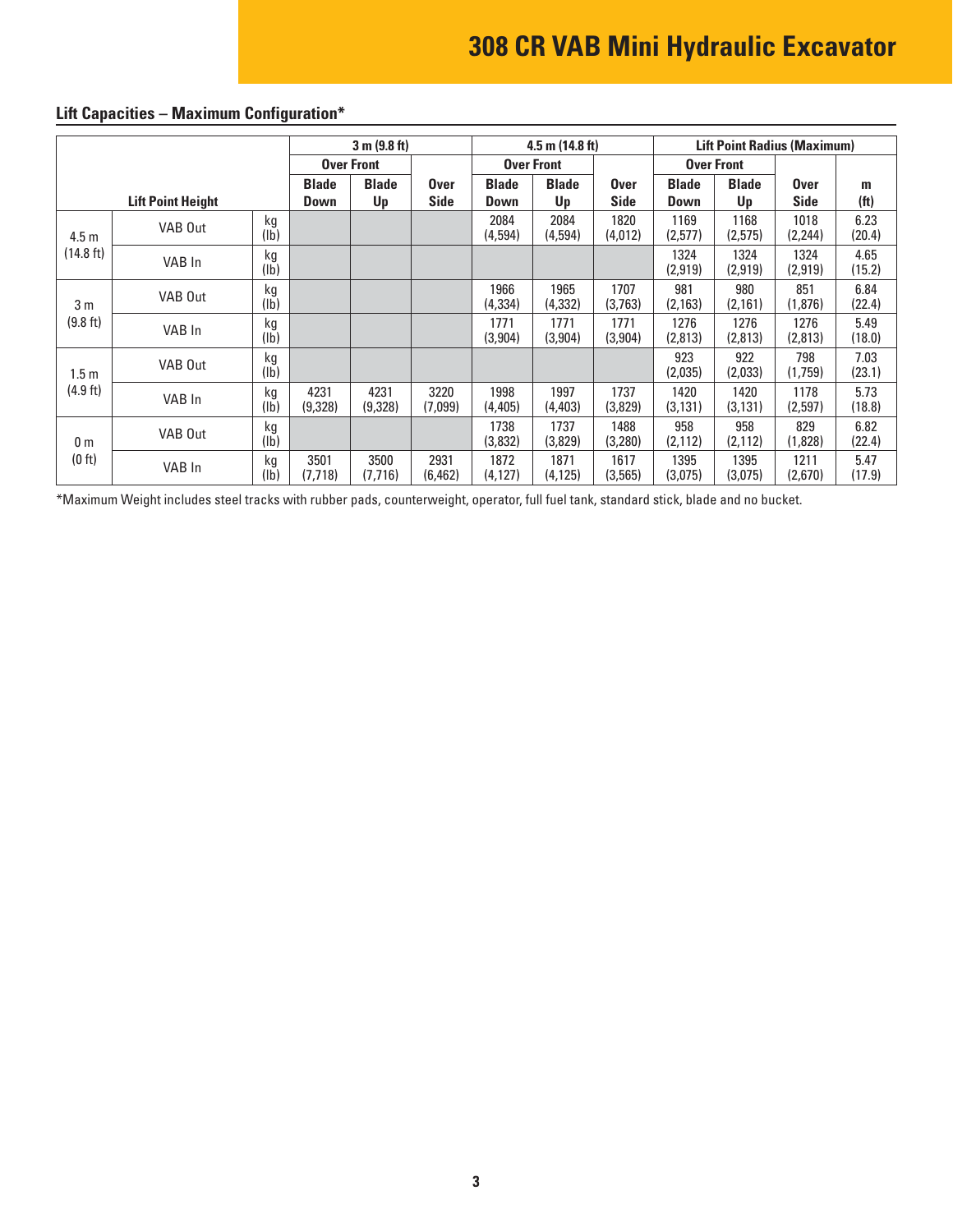## Lift Capacities – Maximum Configuration*

| Lift Point Height | | | 3 m (9.8 ft) | | | 4.5 m (14.8 ft) | | | Lift Point Radius (Maximum) | | | |
|---|---|---|---|---|---|---|---|---|---|---|---|---|
| | | | Over Front | | | Over Front | | | Over Front | | | |
| | | | Blade Down | Blade Up | Over Side | Blade Down | Blade Up | Over Side | Blade Down | Blade Up | Over Side | m (ft) |
| 4.5 m (14.8 ft) | VAB Out | kg (lb) | | | | 2084 (4,594) | 2084 (4,594) | 1820 (4,012) | 1169 (2,577) | 1168 (2,575) | 1018 (2,244) | 6.23 (20.4) |
| | VAB In | kg (lb) | | | | | | | 1324 (2,919) | 1324 (2,919) | 1324 (2,919) | 4.65 (15.2) |
| 3 m (9.8 ft) | VAB Out | kg (lb) | | | | 1966 (4,334) | 1965 (4,332) | 1707 (3,763) | 981 (2,163) | 980 (2,161) | 851 (1,876) | 6.84 (22.4) |
| | VAB In | kg (lb) | | | | 1771 (3,904) | 1771 (3,904) | 1771 (3,904) | 1276 (2,813) | 1276 (2,813) | 1276 (2,813) | 5.49 (18.0) |
| 1.5 m (4.9 ft) | VAB Out | kg (lb) | | | | | | | 923 (2,035) | 922 (2,033) | 798 (1,759) | 7.03 (23.1) |
| | VAB In | kg (lb) | 4231 (9,328) | 4231 (9,328) | 3220 (7,099) | 1998 (4,405) | 1997 (4,403) | 1737 (3,829) | 1420 (3,131) | 1420 (3,131) | 1178 (2,597) | 5.73 (18.8) |
| 0 m (0 ft) | VAB Out | kg (lb) | | | | 1738 (3,832) | 1737 (3,829) | 1488 (3,280) | 958 (2,112) | 958 (2,112) | 829 (1,828) | 6.82 (22.4) |
| | VAB In | kg (lb) | 3501 (7,718) | 3500 (7,716) | 2931 (6,462) | 1872 (4,127) | 1871 (4,125) | 1617 (3,565) | 1395 (3,075) | 1395 (3,075) | 1211 (2,670) | 5.47 (17.9) |

*Maximum Weight includes steel tracks with rubber pads, counterweight, operator, full fuel tank, standard stick, blade and no bucket.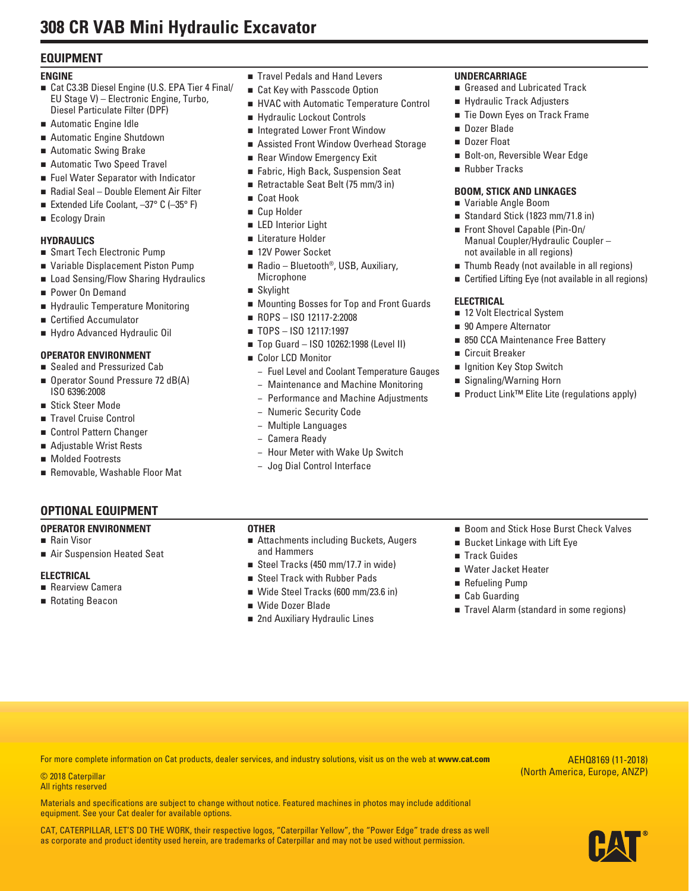# 308 CR VAB Mini Hydraulic Excavator

## EQUIPMENT

### ENGINE

- Cat C3.3B Diesel Engine (U.S. EPA Tier 4 Final/ EU Stage V) – Electronic Engine, Turbo, Diesel Particulate Filter (DPF)
- Automatic Engine Idle
- Automatic Engine Shutdown
- Automatic Swing Brake
- Automatic Two Speed Travel
- Fuel Water Separator with Indicator
- Radial Seal – Double Element Air Filter
- Extended Life Coolant, –37° C (–35° F)
- Ecology Drain

### HYDRAULICS

- Smart Tech Electronic Pump
- Variable Displacement Piston Pump
- Load Sensing/Flow Sharing Hydraulics
- Power On Demand
- Hydraulic Temperature Monitoring
- Certified Accumulator
- Hydro Advanced Hydraulic Oil

### OPERATOR ENVIRONMENT

- Sealed and Pressurized Cab
- Operator Sound Pressure 72 dB(A) ISO 6396:2008
- Stick Steer Mode
- Travel Cruise Control
- Control Pattern Changer
- Adjustable Wrist Rests
- Molded Footrests
- Removable, Washable Floor Mat
- Travel Pedals and Hand Levers
- Cat Key with Passcode Option
- HVAC with Automatic Temperature Control
- Hydraulic Lockout Controls
- Integrated Lower Front Window
- Assisted Front Window Overhead Storage
- Rear Window Emergency Exit
- Fabric, High Back, Suspension Seat
- Retractable Seat Belt (75 mm/3 in)
- Coat Hook
- Cup Holder
- LED Interior Light
- Literature Holder
- 12V Power Socket
- Radio – Bluetooth®, USB, Auxiliary, Microphone
- Skylight
- Mounting Bosses for Top and Front Guards
- ROPS – ISO 12117-2:2008
- TOPS – ISO 12117:1997
- Top Guard – ISO 10262:1998 (Level II)
- Color LCD Monitor
  - Fuel Level and Coolant Temperature Gauges
  - Maintenance and Machine Monitoring
  - Performance and Machine Adjustments
  - Numeric Security Code
  - Multiple Languages
  - Camera Ready
  - Hour Meter with Wake Up Switch
  - Jog Dial Control Interface

### UNDERCARRIAGE

- Greased and Lubricated Track
- Hydraulic Track Adjusters
- Tie Down Eyes on Track Frame
- Dozer Blade
- Dozer Float
- Bolt-on, Reversible Wear Edge
- Rubber Tracks

### BOOM, STICK AND LINKAGES

- Variable Angle Boom
- Standard Stick (1823 mm/71.8 in)
- Front Shovel Capable (Pin-On/ Manual Coupler/Hydraulic Coupler – not available in all regions)
- Thumb Ready (not available in all regions)
- Certified Lifting Eye (not available in all regions)

### ELECTRICAL

- 12 Volt Electrical System
- 90 Ampere Alternator
- 850 CCA Maintenance Free Battery
- Circuit Breaker
- Ignition Key Stop Switch
- Signaling/Warning Horn
- Product Link™ Elite Lite (regulations apply)

## OPTIONAL EQUIPMENT

### OPERATOR ENVIRONMENT

- Rain Visor
- Air Suspension Heated Seat

### ELECTRICAL

- Rearview Camera
- Rotating Beacon

### OTHER

- Attachments including Buckets, Augers and Hammers
- Steel Tracks (450 mm/17.7 in wide)
- Steel Track with Rubber Pads
- Wide Steel Tracks (600 mm/23.6 in)
- Wide Dozer Blade
- 2nd Auxiliary Hydraulic Lines
- Boom and Stick Hose Burst Check Valves
- Bucket Linkage with Lift Eye
- Track Guides
- Water Jacket Heater
- Refueling Pump
- Cab Guarding
- Travel Alarm (standard in some regions)

For more complete information on Cat products, dealer services, and industry solutions, visit us on the web at **www.cat.com**

© 2018 Caterpillar
All rights reserved

Materials and specifications are subject to change without notice. Featured machines in photos may include additional equipment. See your Cat dealer for available options.

CAT, CATERPILLAR, LET'S DO THE WORK, their respective logos, "Caterpillar Yellow", the "Power Edge" trade dress as well as corporate and product identity used herein, are trademarks of Caterpillar and may not be used without permission.

AEHQ8169 (11-2018)
(North America, Europe, ANZP)